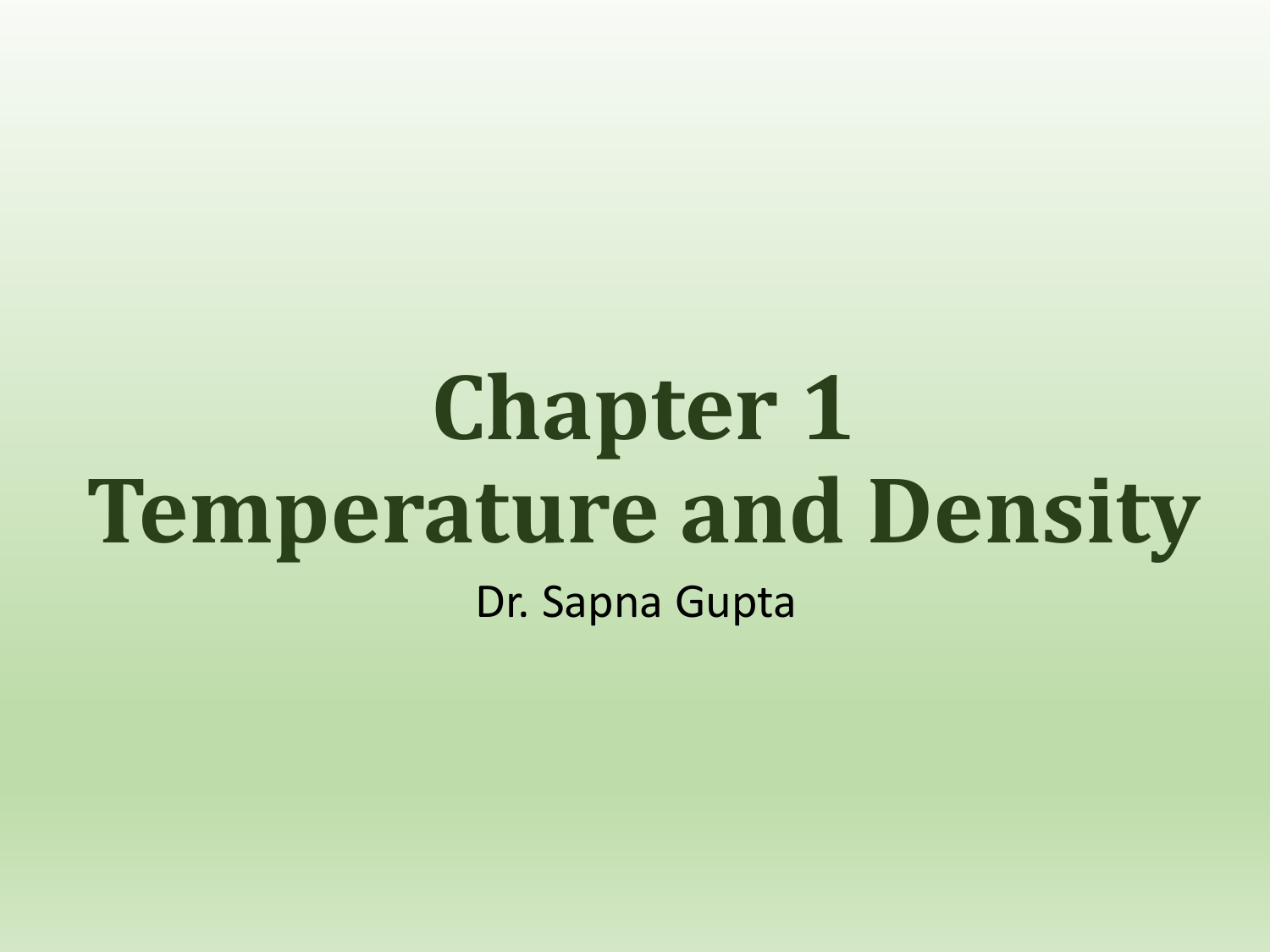# Chapter 1
# Temperature and Density

Dr. Sapna Gupta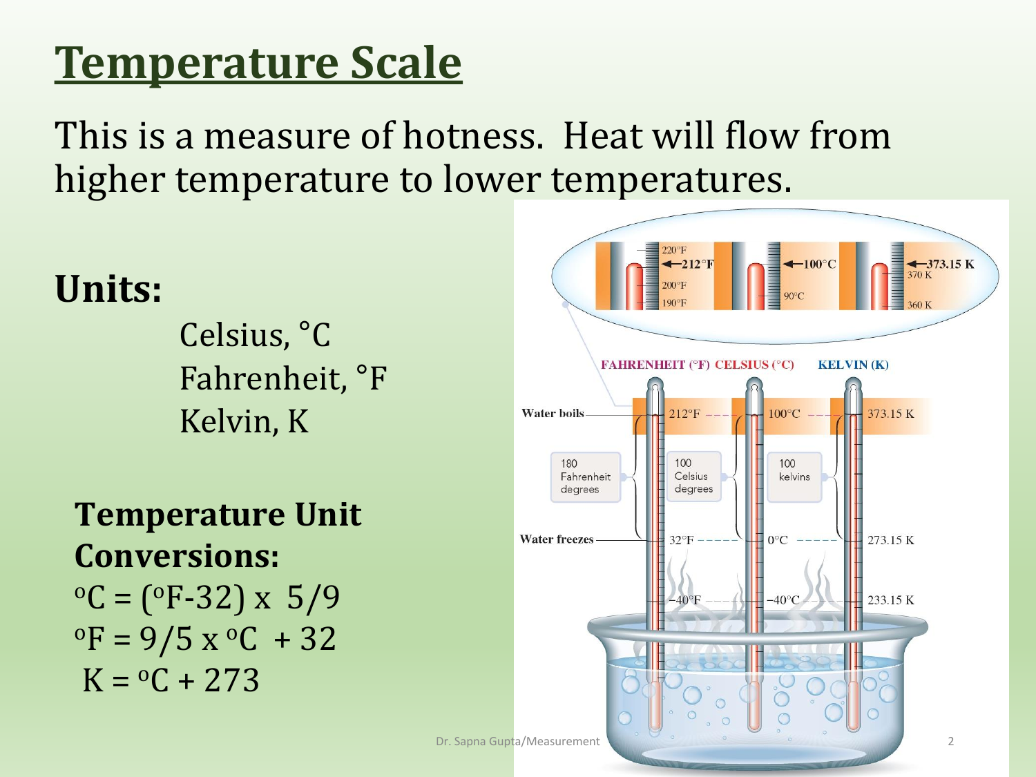# Temperature Scale

This is a measure of hotness. Heat will flow from higher temperature to lower temperatures.

## Units:

Celsius, °C
Fahrenheit, °F
Kelvin, K

### Temperature Unit Conversions:

$^{o}C = (^{o}F - 32) \times 5/9$

$^{o}F = 9/5 \times {^{o}C} + 32$

$K = {^{o}C} + 273$

FAHRENHEIT (°F) CELSIUS (°C) KELVIN (K)

Water boils: 212°F, 100°C, 373.15 K

180 Fahrenheit degrees; 100 Celsius degrees; 100 kelvins

Water freezes: 32°F, 0°C, 273.15 K

−40°F, −40°C, 233.15 K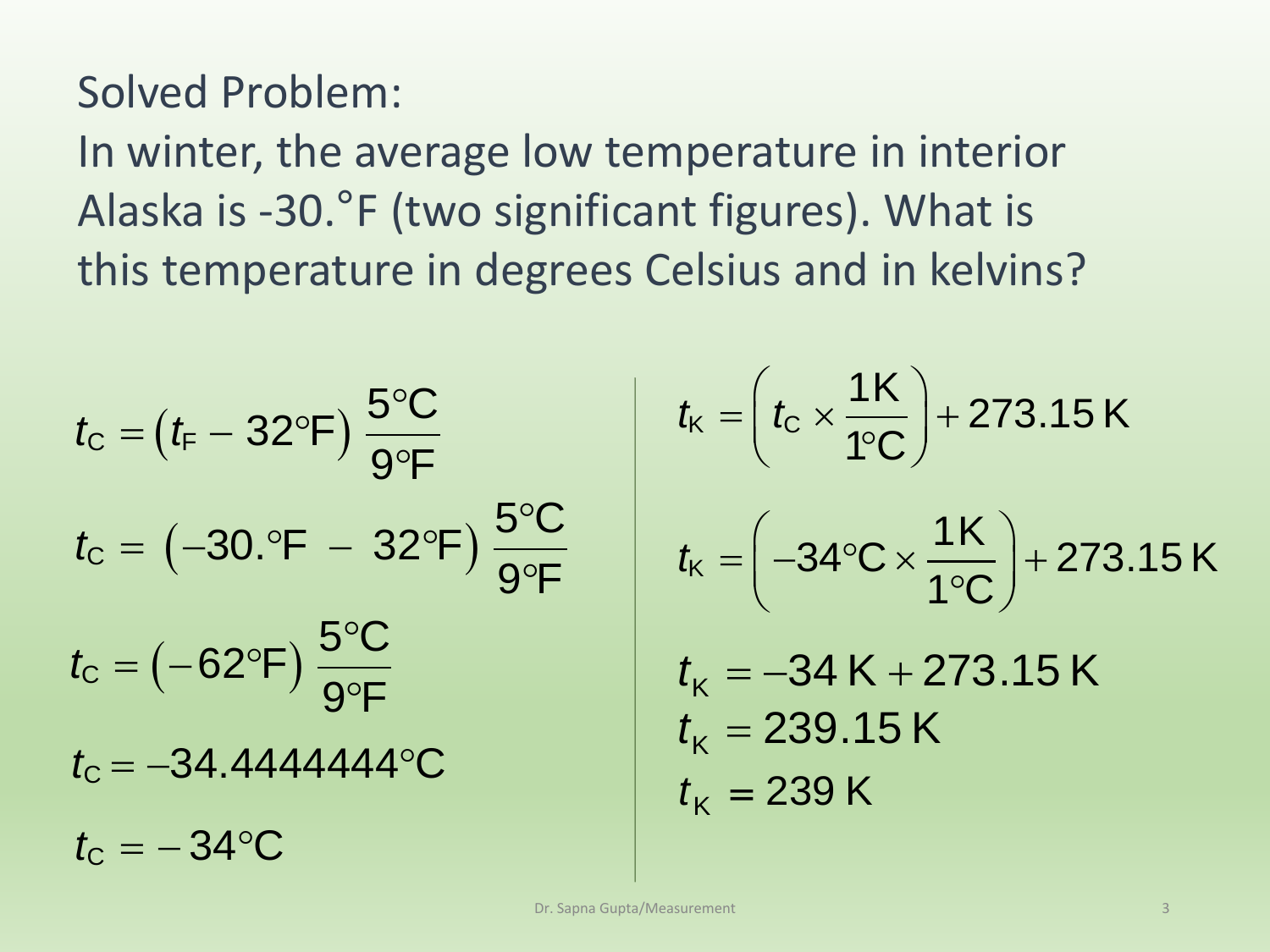Solved Problem:

In winter, the average low temperature in interior Alaska is -30.°F (two significant figures). What is this temperature in degrees Celsius and in kelvins?

$$t_C = \left(t_F - 32°F\right) \frac{5°C}{9°F}$$

$$t_C = \left(-30.°F - 32°F\right) \frac{5°C}{9°F}$$

$$t_C = \left(-62°F\right) \frac{5°C}{9°F}$$

$$t_C = -34.4444444°C$$

$$t_C = -34°C$$

$$t_K = \left(t_C \times \frac{1\,K}{1°C}\right) + 273.15\,K$$

$$t_K = \left(-34°C \times \frac{1\,K}{1°C}\right) + 273.15\,K$$

$$t_K = -34\,K + 273.15\,K$$

$$t_K = 239.15\,K$$

$$t_K = 239\,K$$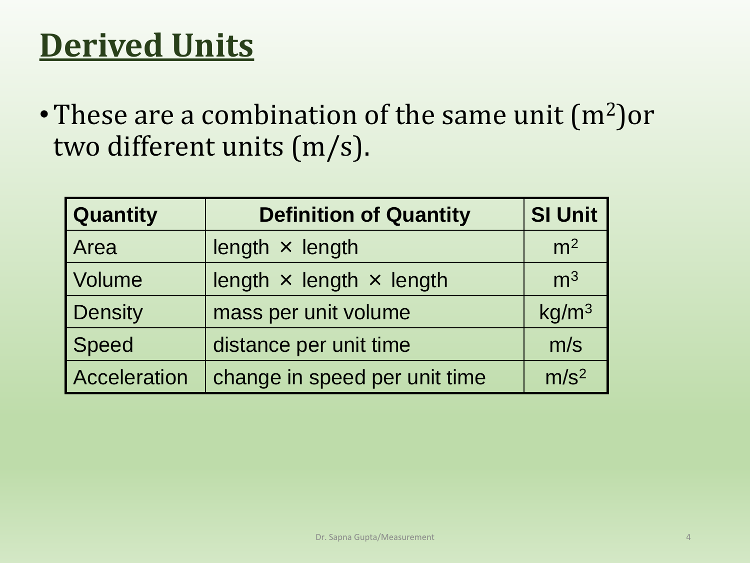# Derived Units

- These are a combination of the same unit ($m^2$)or two different units (m/s).

| Quantity | Definition of Quantity | SI Unit |
|---|---|---|
| Area | length × length | $m^2$ |
| Volume | length × length × length | $m^3$ |
| Density | mass per unit volume | $kg/m^3$ |
| Speed | distance per unit time | m/s |
| Acceleration | change in speed per unit time | $m/s^2$ |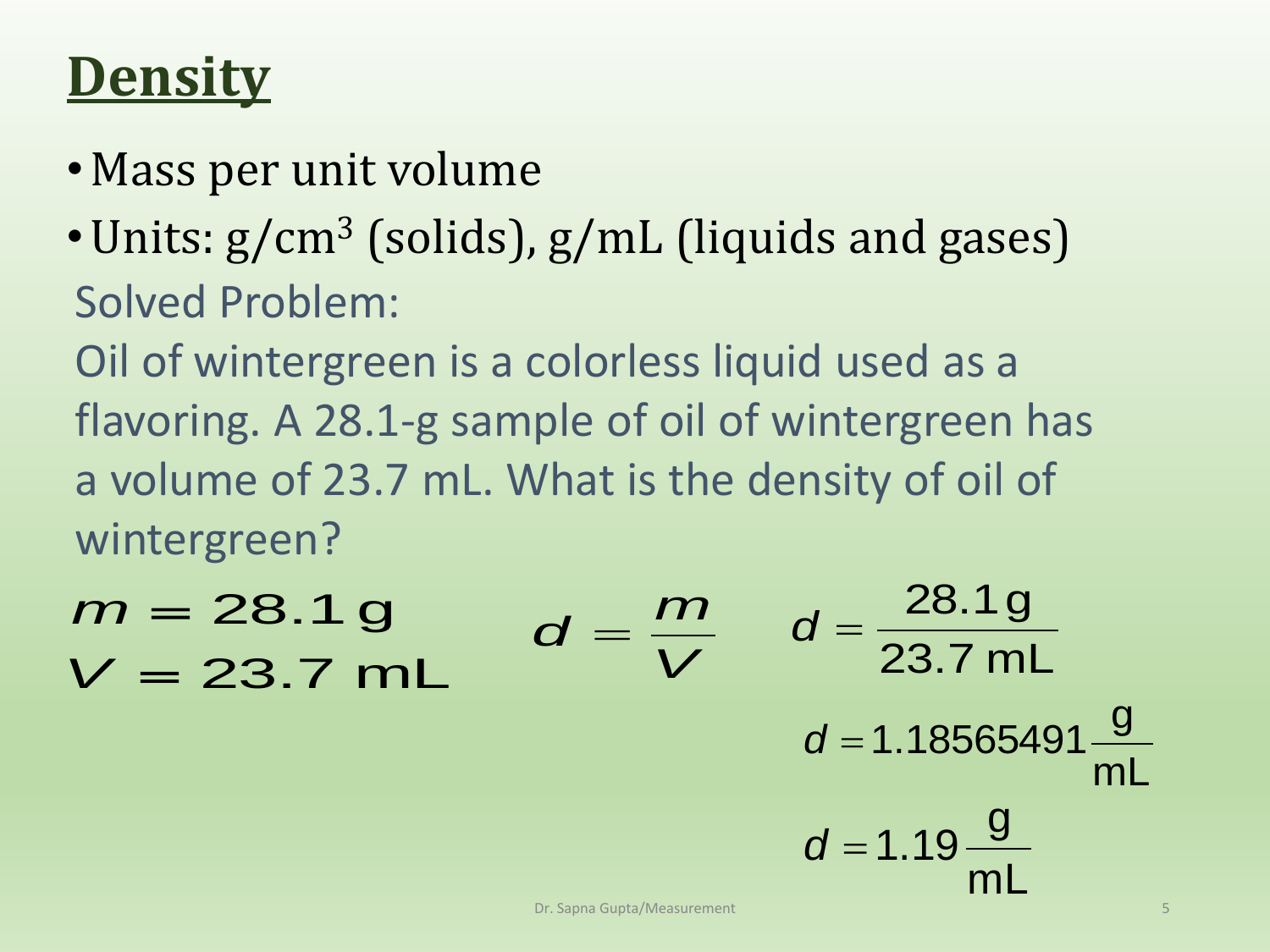# Density

- Mass per unit volume
- Units: $g/cm^3$ (solids), g/mL (liquids and gases)

Solved Problem:

Oil of wintergreen is a colorless liquid used as a flavoring. A 28.1-g sample of oil of wintergreen has a volume of 23.7 mL. What is the density of oil of wintergreen?

$$m = 28.1\ \text{g}$$

$$V = 23.7\ \text{mL}$$

$$d = \frac{m}{V}$$

$$d = \frac{28.1\ \text{g}}{23.7\ \text{mL}}$$

$$d = 1.18565491\ \frac{\text{g}}{\text{mL}}$$

$$d = 1.19\ \frac{\text{g}}{\text{mL}}$$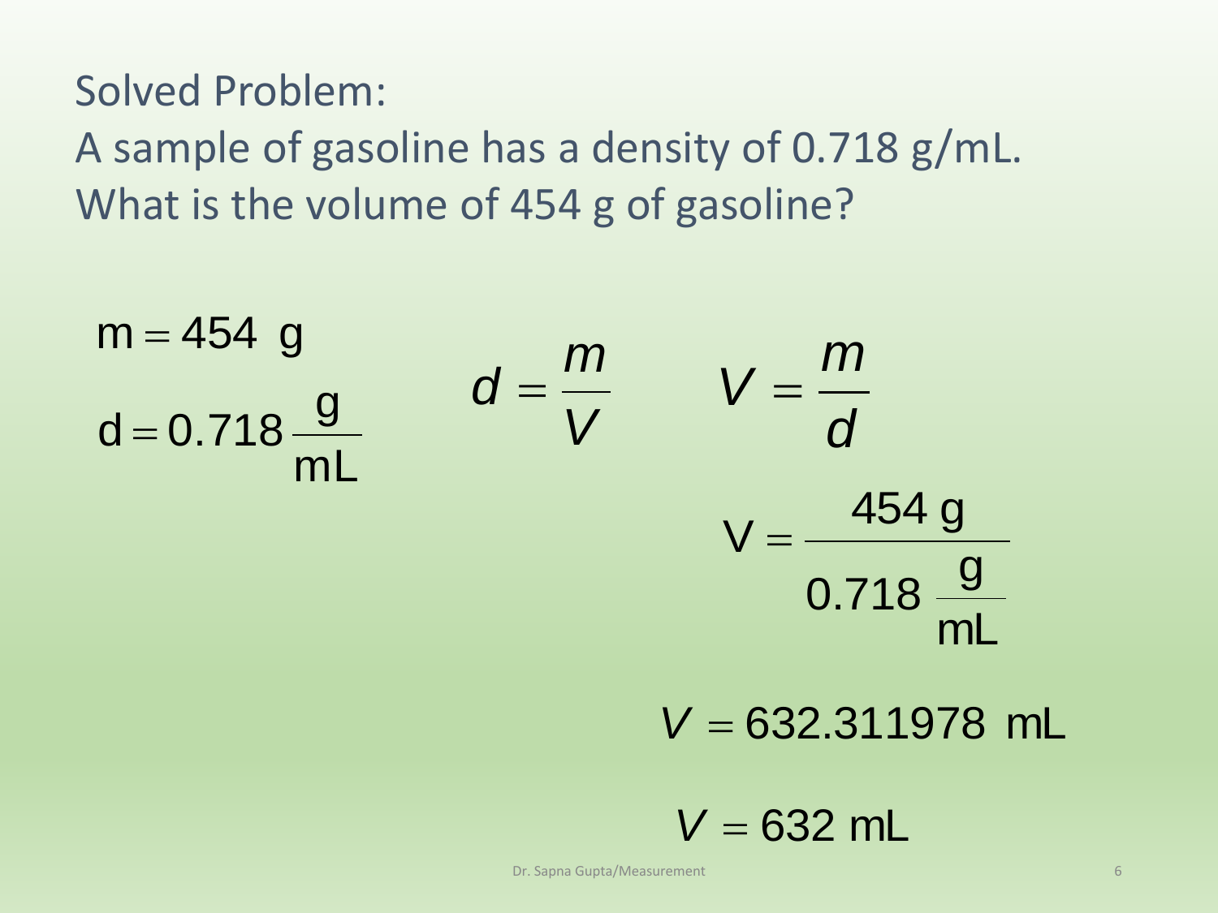Solved Problem:

A sample of gasoline has a density of 0.718 g/mL. What is the volume of 454 g of gasoline?

$$\mathrm{m} = 454 \ \mathrm{g}$$

$$\mathrm{d} = 0.718 \, \frac{\mathrm{g}}{\mathrm{mL}}$$

$$d = \frac{m}{V} \qquad V = \frac{m}{d}$$

$$\mathrm{V} = \frac{454 \ \mathrm{g}}{0.718 \ \frac{\mathrm{g}}{\mathrm{mL}}}$$

$$V = 632.311978 \ \mathrm{mL}$$

$$V = 632 \ \mathrm{mL}$$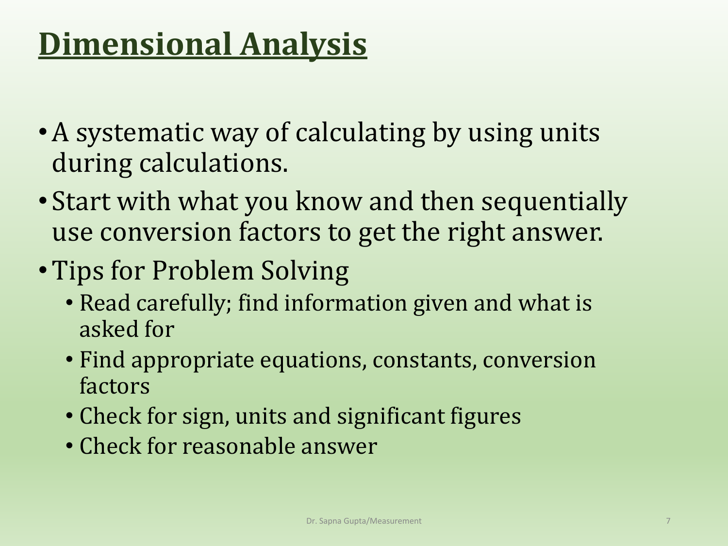# Dimensional Analysis

- A systematic way of calculating by using units during calculations.
- Start with what you know and then sequentially use conversion factors to get the right answer.
- Tips for Problem Solving
  - Read carefully; find information given and what is asked for
  - Find appropriate equations, constants, conversion factors
  - Check for sign, units and significant figures
  - Check for reasonable answer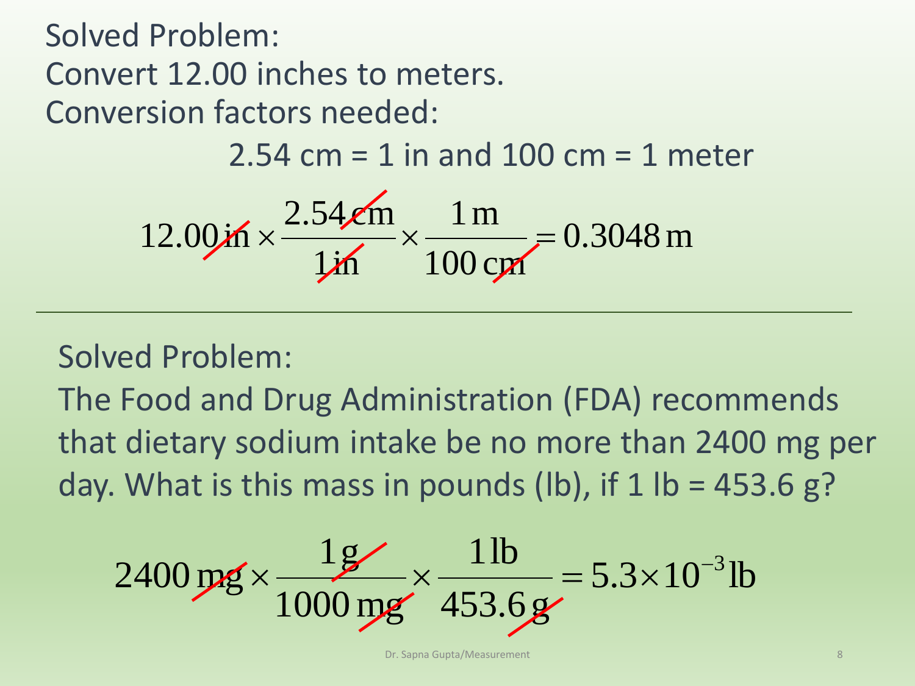Solved Problem:

Convert 12.00 inches to meters.

Conversion factors needed:

2.54 cm = 1 in and 100 cm = 1 meter

$$12.00\,\text{in} \times \frac{2.54\,\text{cm}}{1\,\text{in}} \times \frac{1\,\text{m}}{100\,\text{cm}} = 0.3048\,\text{m}$$

---

Solved Problem:

The Food and Drug Administration (FDA) recommends that dietary sodium intake be no more than 2400 mg per day. What is this mass in pounds (lb), if 1 lb = 453.6 g?

$$2400\,\text{mg} \times \frac{1\,\text{g}}{1000\,\text{mg}} \times \frac{1\,\text{lb}}{453.6\,\text{g}} = 5.3 \times 10^{-3}\,\text{lb}$$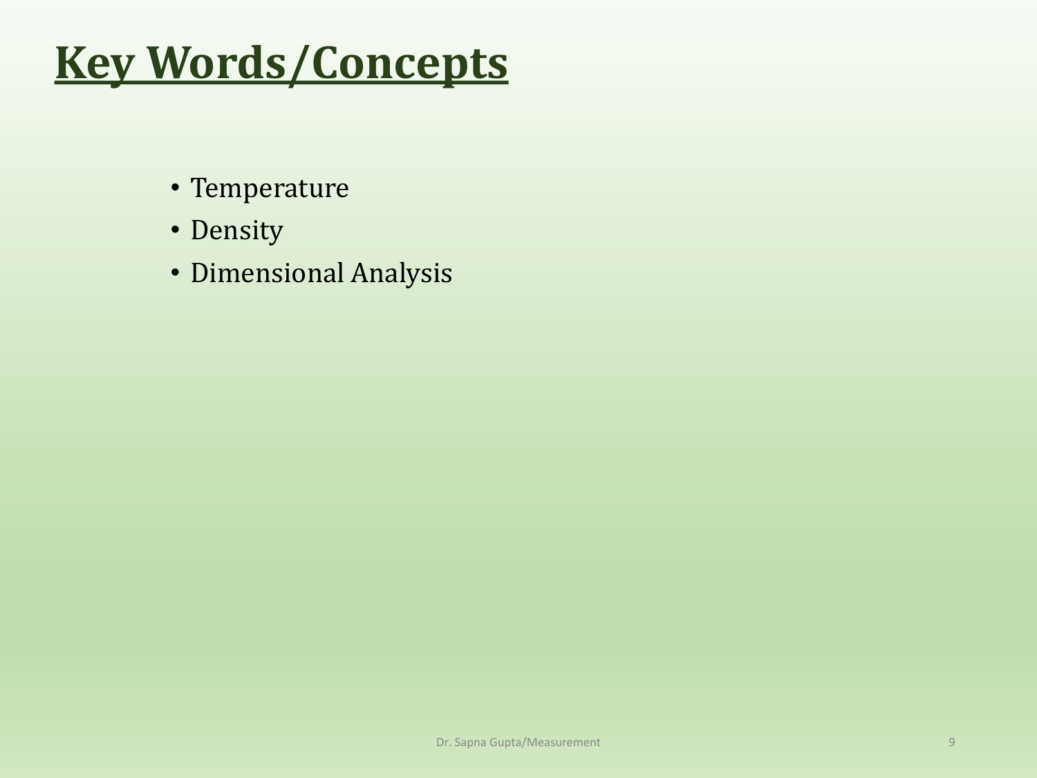# Key Words/Concepts

- Temperature
- Density
- Dimensional Analysis